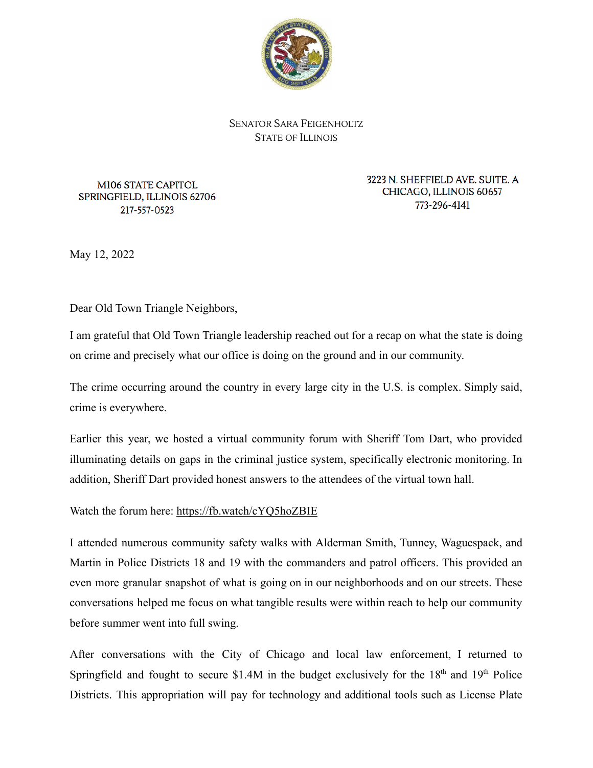SENATOR SARA FEIGENHOLTZ
STATE OF ILLINOIS

M106 STATE CAPITOL
SPRINGFIELD, ILLINOIS 62706
217-557-0523

3223 N. SHEFFIELD AVE. SUITE. A
CHICAGO, ILLINOIS 60657
773-296-4141

May 12, 2022

Dear Old Town Triangle Neighbors,

I am grateful that Old Town Triangle leadership reached out for a recap on what the state is doing on crime and precisely what our office is doing on the ground and in our community.

The crime occurring around the country in every large city in the U.S. is complex. Simply said, crime is everywhere.

Earlier this year, we hosted a virtual community forum with Sheriff Tom Dart, who provided illuminating details on gaps in the criminal justice system, specifically electronic monitoring. In addition, Sheriff Dart provided honest answers to the attendees of the virtual town hall.

Watch the forum here: https://fb.watch/cYQ5hoZBIE

I attended numerous community safety walks with Alderman Smith, Tunney, Waguespack, and Martin in Police Districts 18 and 19 with the commanders and patrol officers. This provided an even more granular snapshot of what is going on in our neighborhoods and on our streets. These conversations helped me focus on what tangible results were within reach to help our community before summer went into full swing.

After conversations with the City of Chicago and local law enforcement, I returned to Springfield and fought to secure $1.4M in the budget exclusively for the 18th and 19th Police Districts. This appropriation will pay for technology and additional tools such as License Plate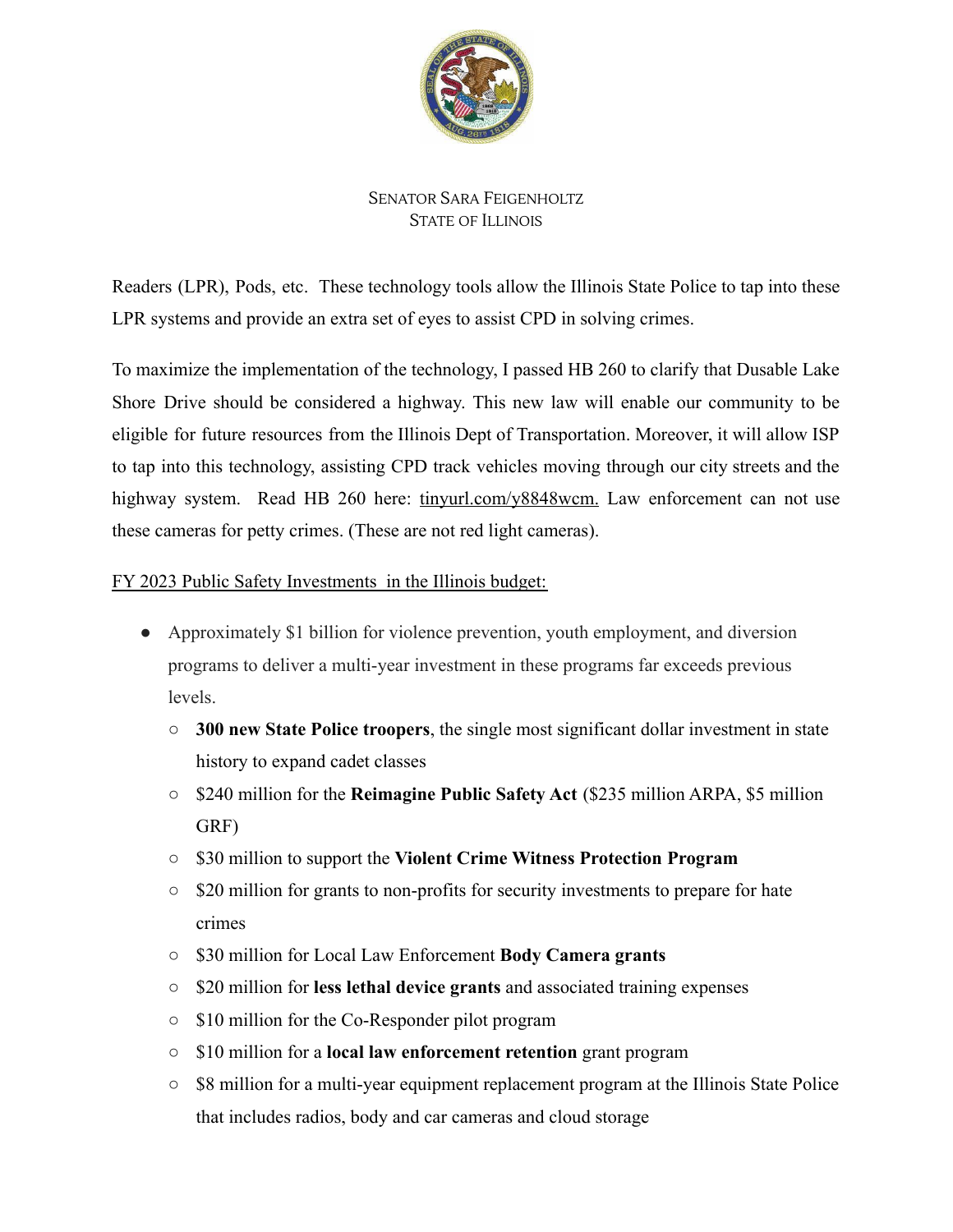Readers (LPR), Pods, etc. These technology tools allow the Illinois State Police to tap into these LPR systems and provide an extra set of eyes to assist CPD in solving crimes.

To maximize the implementation of the technology, I passed HB 260 to clarify that Dusable Lake Shore Drive should be considered a highway. This new law will enable our community to be eligible for future resources from the Illinois Dept of Transportation. Moreover, it will allow ISP to tap into this technology, assisting CPD track vehicles moving through our city streets and the highway system. Read HB 260 here: tinyurl.com/y8848wcm. Law enforcement can not use these cameras for petty crimes. (These are not red light cameras).

FY 2023 Public Safety Investments in the Illinois budget:

- Approximately $1 billion for violence prevention, youth employment, and diversion programs to deliver a multi-year investment in these programs far exceeds previous levels.
  - **300 new State Police troopers**, the single most significant dollar investment in state history to expand cadet classes
  - $240 million for the **Reimagine Public Safety Act** ($235 million ARPA, $5 million GRF)
  - $30 million to support the **Violent Crime Witness Protection Program**
  - $20 million for grants to non-profits for security investments to prepare for hate crimes
  - $30 million for Local Law Enforcement **Body Camera grants**
  - $20 million for **less lethal device grants** and associated training expenses
  - $10 million for the Co-Responder pilot program
  - $10 million for a **local law enforcement retention** grant program
  - $8 million for a multi-year equipment replacement program at the Illinois State Police that includes radios, body and car cameras and cloud storage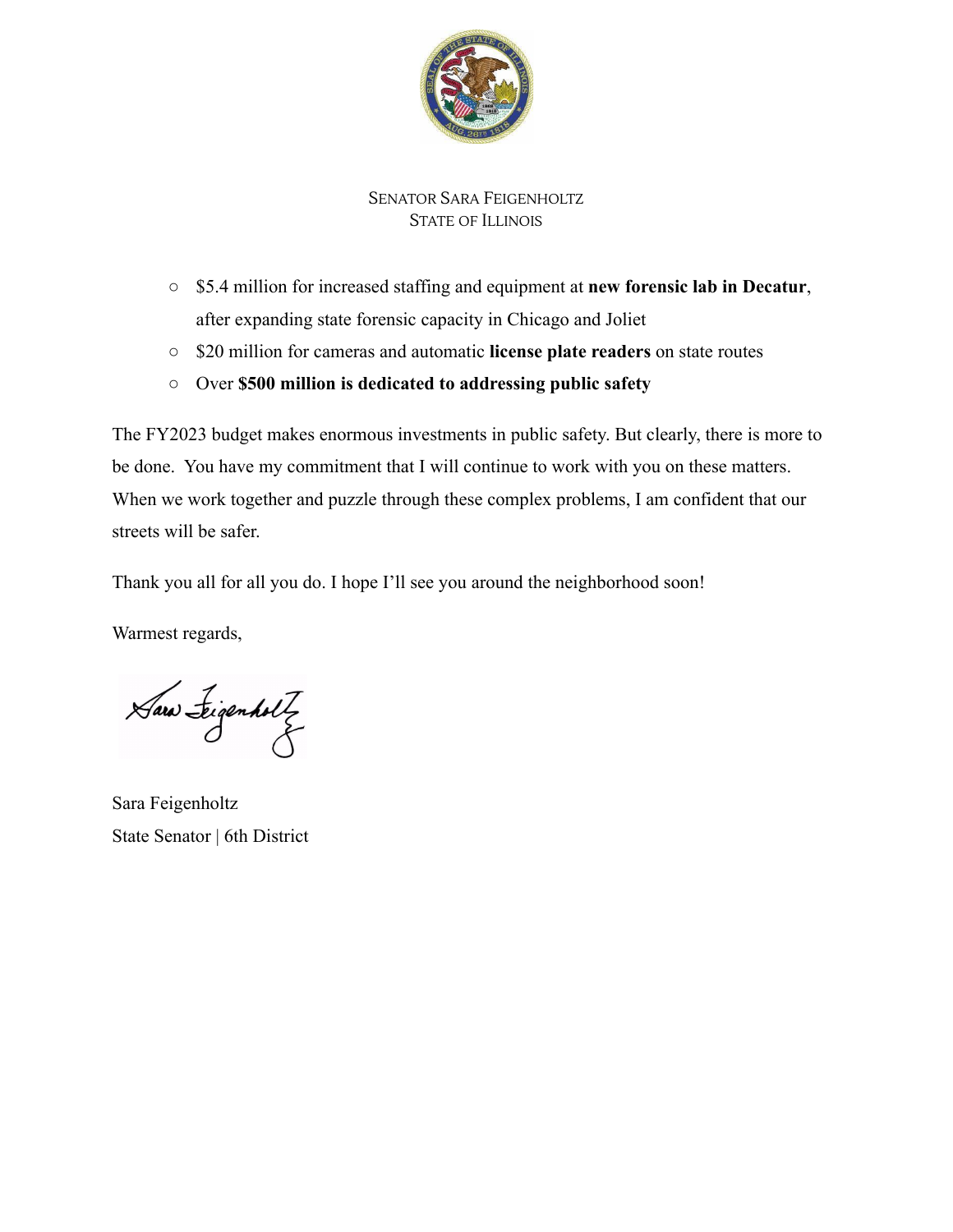SENATOR SARA FEIGENHOLTZ
STATE OF ILLINOIS

- $5.4 million for increased staffing and equipment at **new forensic lab in Decatur**, after expanding state forensic capacity in Chicago and Joliet
- $20 million for cameras and automatic **license plate readers** on state routes
- Over **$500 million is dedicated to addressing public safety**

The FY2023 budget makes enormous investments in public safety. But clearly, there is more to be done. You have my commitment that I will continue to work with you on these matters. When we work together and puzzle through these complex problems, I am confident that our streets will be safer.

Thank you all for all you do. I hope I'll see you around the neighborhood soon!

Warmest regards,

Sara Feigenholtz
State Senator | 6th District